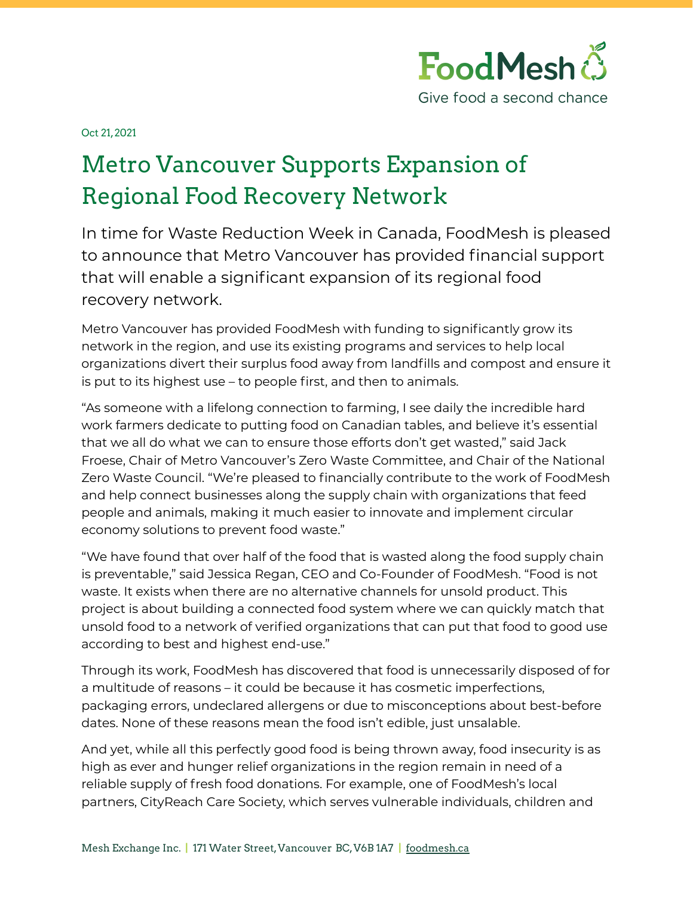FoodMesh

Give food a second chance

Oct 21, 2021

# Metro Vancouver Supports Expansion of Regional Food Recovery Network

In time for Waste Reduction Week in Canada, FoodMesh is pleased to announce that Metro Vancouver has provided financial support that will enable a significant expansion of its regional food recovery network.

Metro Vancouver has provided FoodMesh with funding to significantly grow its network in the region, and use its existing programs and services to help local organizations divert their surplus food away from landfills and compost and ensure it is put to its highest use – to people first, and then to animals.

"As someone with a lifelong connection to farming, I see daily the incredible hard work farmers dedicate to putting food on Canadian tables, and believe it's essential that we all do what we can to ensure those efforts don't get wasted," said Jack Froese, Chair of Metro Vancouver's Zero Waste Committee, and Chair of the National Zero Waste Council. "We're pleased to financially contribute to the work of FoodMesh and help connect businesses along the supply chain with organizations that feed people and animals, making it much easier to innovate and implement circular economy solutions to prevent food waste."

"We have found that over half of the food that is wasted along the food supply chain is preventable," said Jessica Regan, CEO and Co-Founder of FoodMesh. "Food is not waste. It exists when there are no alternative channels for unsold product. This project is about building a connected food system where we can quickly match that unsold food to a network of verified organizations that can put that food to good use according to best and highest end-use."

Through its work, FoodMesh has discovered that food is unnecessarily disposed of for a multitude of reasons – it could be because it has cosmetic imperfections, packaging errors, undeclared allergens or due to misconceptions about best-before dates. None of these reasons mean the food isn't edible, just unsalable.

And yet, while all this perfectly good food is being thrown away, food insecurity is as high as ever and hunger relief organizations in the region remain in need of a reliable supply of fresh food donations. For example, one of FoodMesh's local partners, CityReach Care Society, which serves vulnerable individuals, children and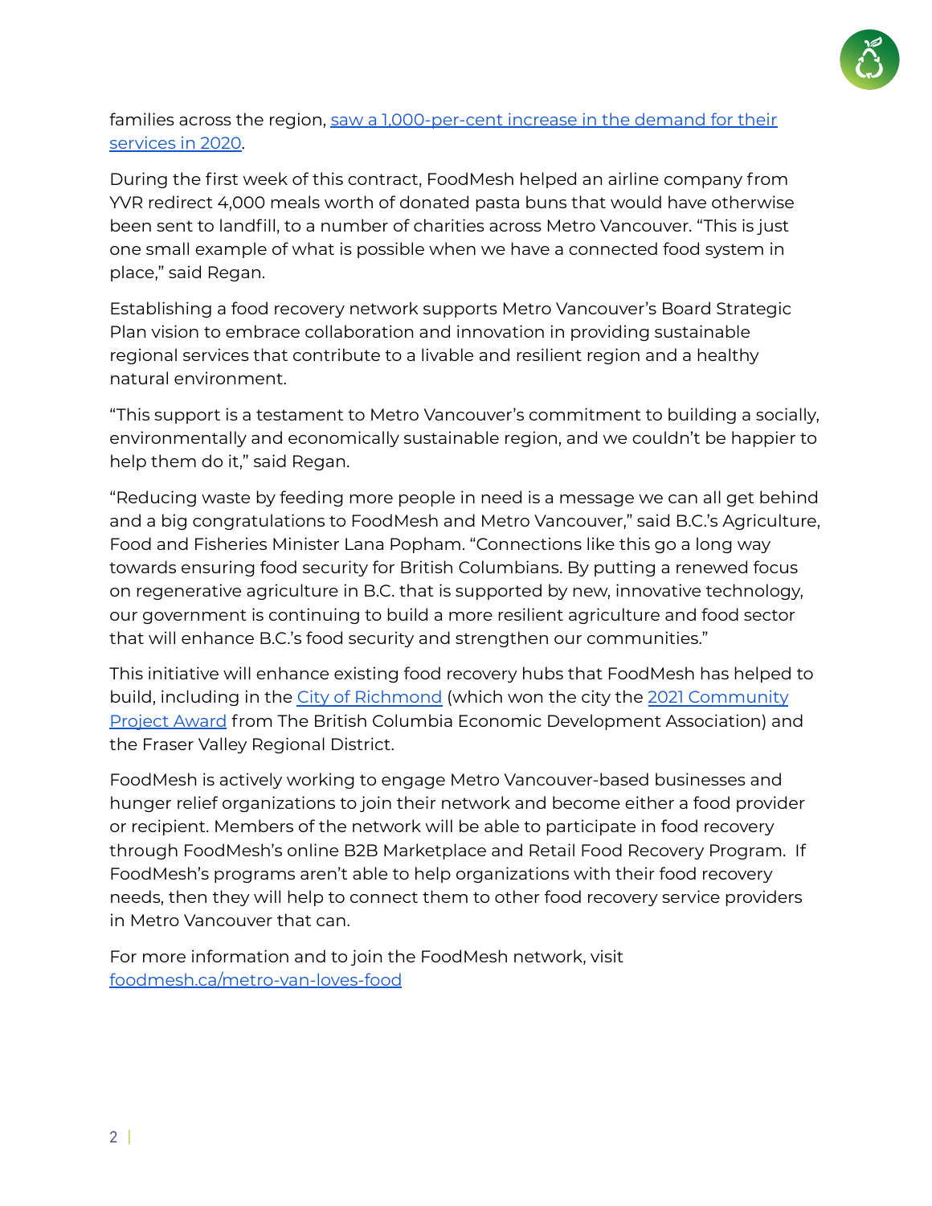families across the region, [saw a 1,000-per-cent increase in the demand for their services in 2020](#).

During the first week of this contract, FoodMesh helped an airline company from YVR redirect 4,000 meals worth of donated pasta buns that would have otherwise been sent to landfill, to a number of charities across Metro Vancouver. "This is just one small example of what is possible when we have a connected food system in place," said Regan.

Establishing a food recovery network supports Metro Vancouver's Board Strategic Plan vision to embrace collaboration and innovation in providing sustainable regional services that contribute to a livable and resilient region and a healthy natural environment.

"This support is a testament to Metro Vancouver's commitment to building a socially, environmentally and economically sustainable region, and we couldn't be happier to help them do it," said Regan.

"Reducing waste by feeding more people in need is a message we can all get behind and a big congratulations to FoodMesh and Metro Vancouver," said B.C.'s Agriculture, Food and Fisheries Minister Lana Popham. "Connections like this go a long way towards ensuring food security for British Columbians. By putting a renewed focus on regenerative agriculture in B.C. that is supported by new, innovative technology, our government is continuing to build a more resilient agriculture and food sector that will enhance B.C.'s food security and strengthen our communities."

This initiative will enhance existing food recovery hubs that FoodMesh has helped to build, including in the [City of Richmond](#) (which won the city the [2021 Community Project Award](#) from The British Columbia Economic Development Association) and the Fraser Valley Regional District.

FoodMesh is actively working to engage Metro Vancouver-based businesses and hunger relief organizations to join their network and become either a food provider or recipient. Members of the network will be able to participate in food recovery through FoodMesh's online B2B Marketplace and Retail Food Recovery Program. If FoodMesh's programs aren't able to help organizations with their food recovery needs, then they will help to connect them to other food recovery service providers in Metro Vancouver that can.

For more information and to join the FoodMesh network, visit [foodmesh.ca/metro-van-loves-food](#)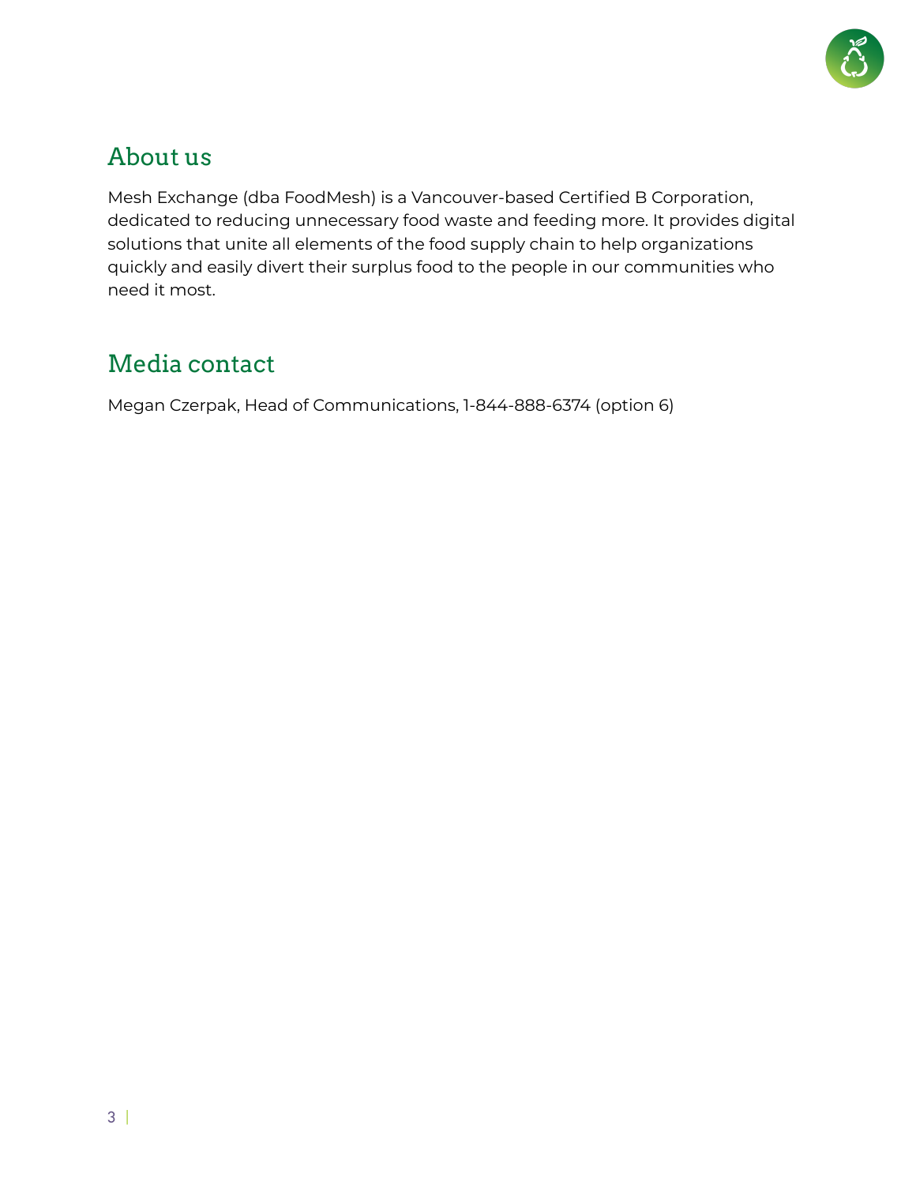## About us

Mesh Exchange (dba FoodMesh) is a Vancouver-based Certified B Corporation, dedicated to reducing unnecessary food waste and feeding more. It provides digital solutions that unite all elements of the food supply chain to help organizations quickly and easily divert their surplus food to the people in our communities who need it most.

## Media contact

Megan Czerpak, Head of Communications, 1-844-888-6374 (option 6)